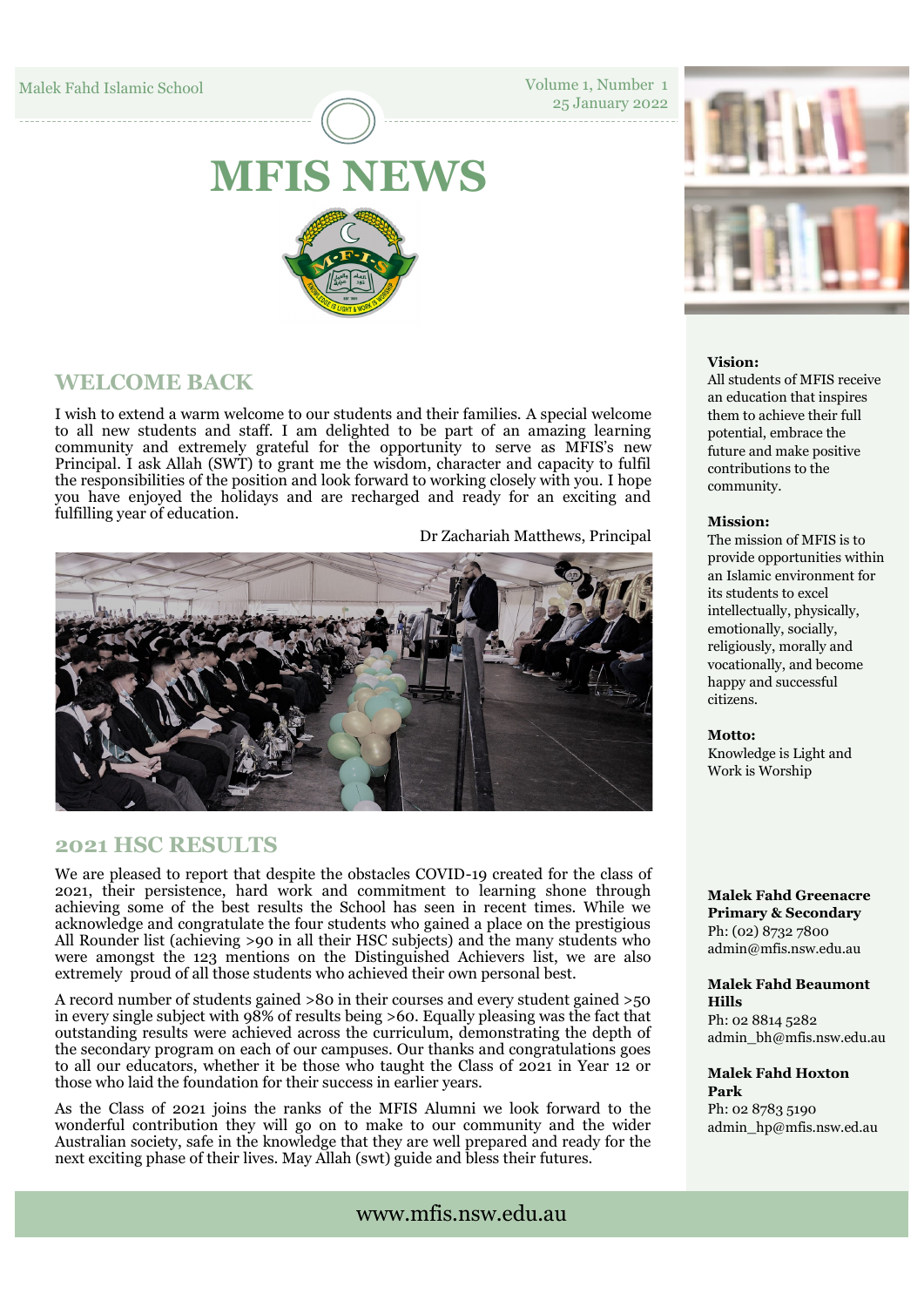Malek Fahd Islamic School

Volume 1, Number 1
25 January 2022

# MFIS NEWS

## WELCOME BACK

I wish to extend a warm welcome to our students and their families. A special welcome to all new students and staff. I am delighted to be part of an amazing learning community and extremely grateful for the opportunity to serve as MFIS's new Principal. I ask Allah (SWT) to grant me the wisdom, character and capacity to fulfil the responsibilities of the position and look forward to working closely with you. I hope you have enjoyed the holidays and are recharged and ready for an exciting and fulfilling year of education.

Dr Zachariah Matthews, Principal

## 2021 HSC RESULTS

We are pleased to report that despite the obstacles COVID-19 created for the class of 2021, their persistence, hard work and commitment to learning shone through achieving some of the best results the School has seen in recent times. While we acknowledge and congratulate the four students who gained a place on the prestigious All Rounder list (achieving >90 in all their HSC subjects) and the many students who were amongst the 123 mentions on the Distinguished Achievers list, we are also extremely proud of all those students who achieved their own personal best.

A record number of students gained >80 in their courses and every student gained >50 in every single subject with 98% of results being >60. Equally pleasing was the fact that outstanding results were achieved across the curriculum, demonstrating the depth of the secondary program on each of our campuses. Our thanks and congratulations goes to all our educators, whether it be those who taught the Class of 2021 in Year 12 or those who laid the foundation for their success in earlier years.

As the Class of 2021 joins the ranks of the MFIS Alumni we look forward to the wonderful contribution they will go on to make to our community and the wider Australian society, safe in the knowledge that they are well prepared and ready for the next exciting phase of their lives. May Allah (swt) guide and bless their futures.

**Vision:**
All students of MFIS receive an education that inspires them to achieve their full potential, embrace the future and make positive contributions to the community.

**Mission:**
The mission of MFIS is to provide opportunities within an Islamic environment for its students to excel intellectually, physically, emotionally, socially, religiously, morally and vocationally, and become happy and successful citizens.

**Motto:**
Knowledge is Light and Work is Worship

**Malek Fahd Greenacre Primary & Secondary**
Ph: (02) 8732 7800
admin@mfis.nsw.edu.au

**Malek Fahd Beaumont Hills**
Ph: 02 8814 5282
admin_bh@mfis.nsw.edu.au

**Malek Fahd Hoxton Park**
Ph: 02 8783 5190
admin_hp@mfis.nsw.ed.au

www.mfis.nsw.edu.au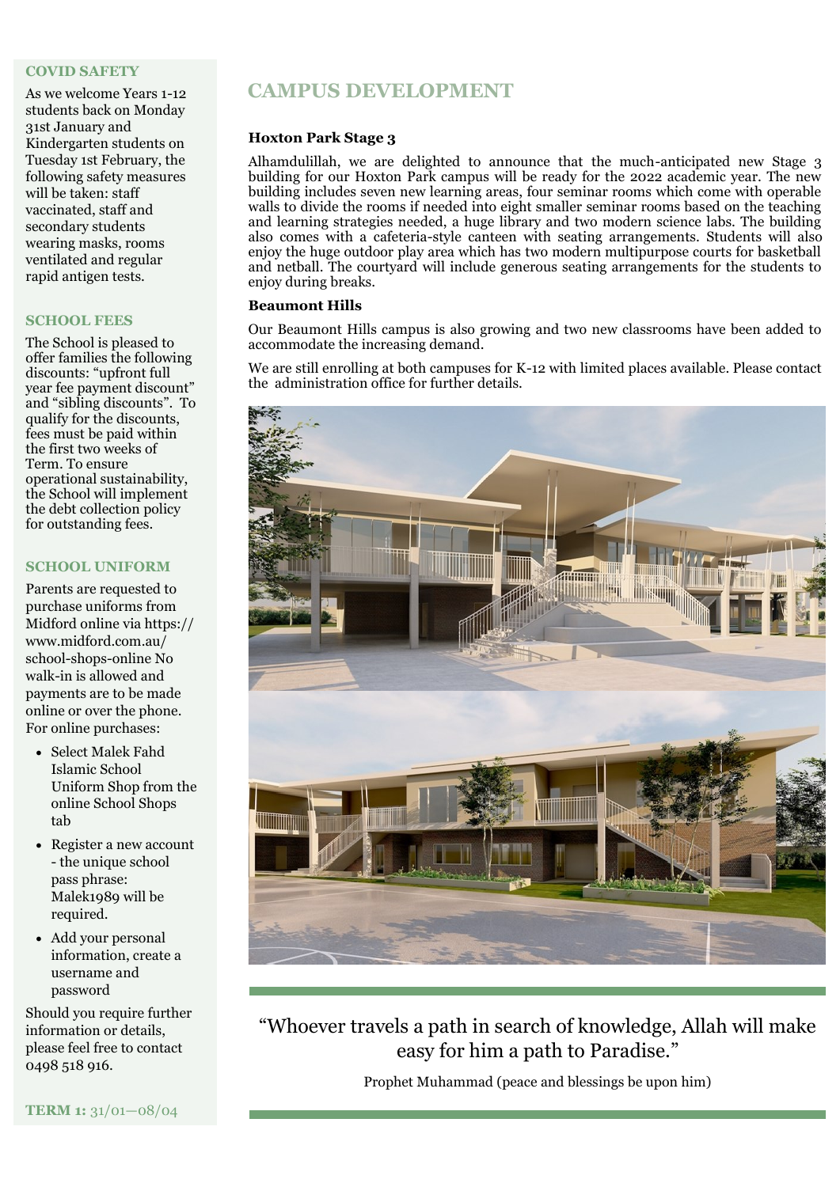## COVID SAFETY

As we welcome Years 1-12 students back on Monday 31st January and Kindergarten students on Tuesday 1st February, the following safety measures will be taken: staff vaccinated, staff and secondary students wearing masks, rooms ventilated and regular rapid antigen tests.

## SCHOOL FEES

The School is pleased to offer families the following discounts: "upfront full year fee payment discount" and "sibling discounts". To qualify for the discounts, fees must be paid within the first two weeks of Term. To ensure operational sustainability, the School will implement the debt collection policy for outstanding fees.

## SCHOOL UNIFORM

Parents are requested to purchase uniforms from Midford online via https://www.midford.com.au/school-shops-online No walk-in is allowed and payments are to be made online or over the phone. For online purchases:

- Select Malek Fahd Islamic School Uniform Shop from the online School Shops tab
- Register a new account - the unique school pass phrase: Malek1989 will be required.
- Add your personal information, create a username and password

Should you require further information or details, please feel free to contact 0498 518 916.

**TERM 1:** 31/01—08/04

# CAMPUS DEVELOPMENT

### Hoxton Park Stage 3

Alhamdulillah, we are delighted to announce that the much-anticipated new Stage 3 building for our Hoxton Park campus will be ready for the 2022 academic year. The new building includes seven new learning areas, four seminar rooms which come with operable walls to divide the rooms if needed into eight smaller seminar rooms based on the teaching and learning strategies needed, a huge library and two modern science labs. The building also comes with a cafeteria-style canteen with seating arrangements. Students will also enjoy the huge outdoor play area which has two modern multipurpose courts for basketball and netball. The courtyard will include generous seating arrangements for the students to enjoy during breaks.

### Beaumont Hills

Our Beaumont Hills campus is also growing and two new classrooms have been added to accommodate the increasing demand.

We are still enrolling at both campuses for K-12 with limited places available. Please contact the administration office for further details.

"Whoever travels a path in search of knowledge, Allah will make easy for him a path to Paradise."

Prophet Muhammad (peace and blessings be upon him)